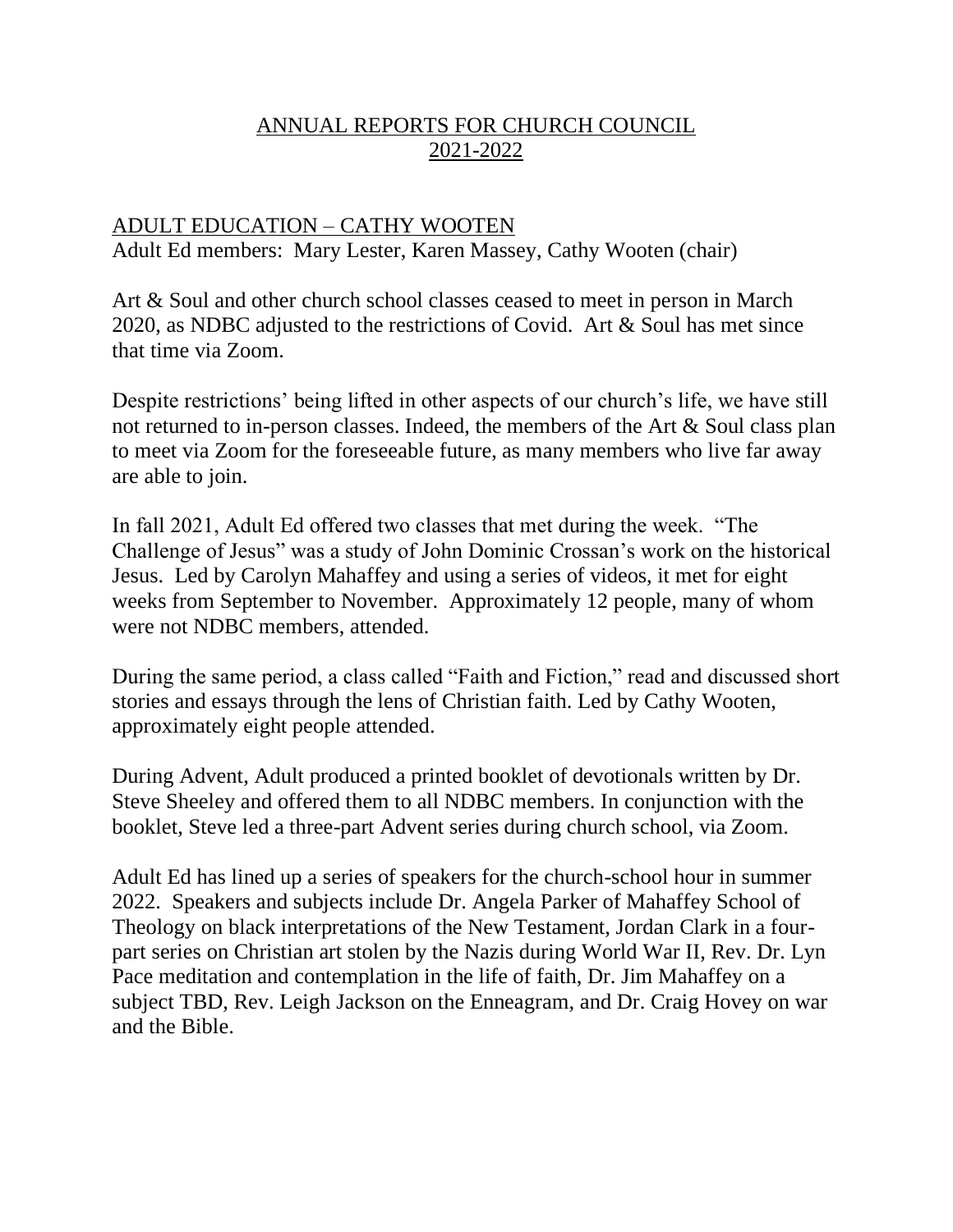# ANNUAL REPORTS FOR CHURCH COUNCIL
# 2021-2022

## ADULT EDUCATION – CATHY WOOTEN

Adult Ed members: Mary Lester, Karen Massey, Cathy Wooten (chair)

Art & Soul and other church school classes ceased to meet in person in March 2020, as NDBC adjusted to the restrictions of Covid. Art & Soul has met since that time via Zoom.

Despite restrictions' being lifted in other aspects of our church's life, we have still not returned to in-person classes. Indeed, the members of the Art & Soul class plan to meet via Zoom for the foreseeable future, as many members who live far away are able to join.

In fall 2021, Adult Ed offered two classes that met during the week. "The Challenge of Jesus" was a study of John Dominic Crossan's work on the historical Jesus. Led by Carolyn Mahaffey and using a series of videos, it met for eight weeks from September to November. Approximately 12 people, many of whom were not NDBC members, attended.

During the same period, a class called "Faith and Fiction," read and discussed short stories and essays through the lens of Christian faith. Led by Cathy Wooten, approximately eight people attended.

During Advent, Adult produced a printed booklet of devotionals written by Dr. Steve Sheeley and offered them to all NDBC members. In conjunction with the booklet, Steve led a three-part Advent series during church school, via Zoom.

Adult Ed has lined up a series of speakers for the church-school hour in summer 2022. Speakers and subjects include Dr. Angela Parker of Mahaffey School of Theology on black interpretations of the New Testament, Jordan Clark in a four-part series on Christian art stolen by the Nazis during World War II, Rev. Dr. Lyn Pace meditation and contemplation in the life of faith, Dr. Jim Mahaffey on a subject TBD, Rev. Leigh Jackson on the Enneagram, and Dr. Craig Hovey on war and the Bible.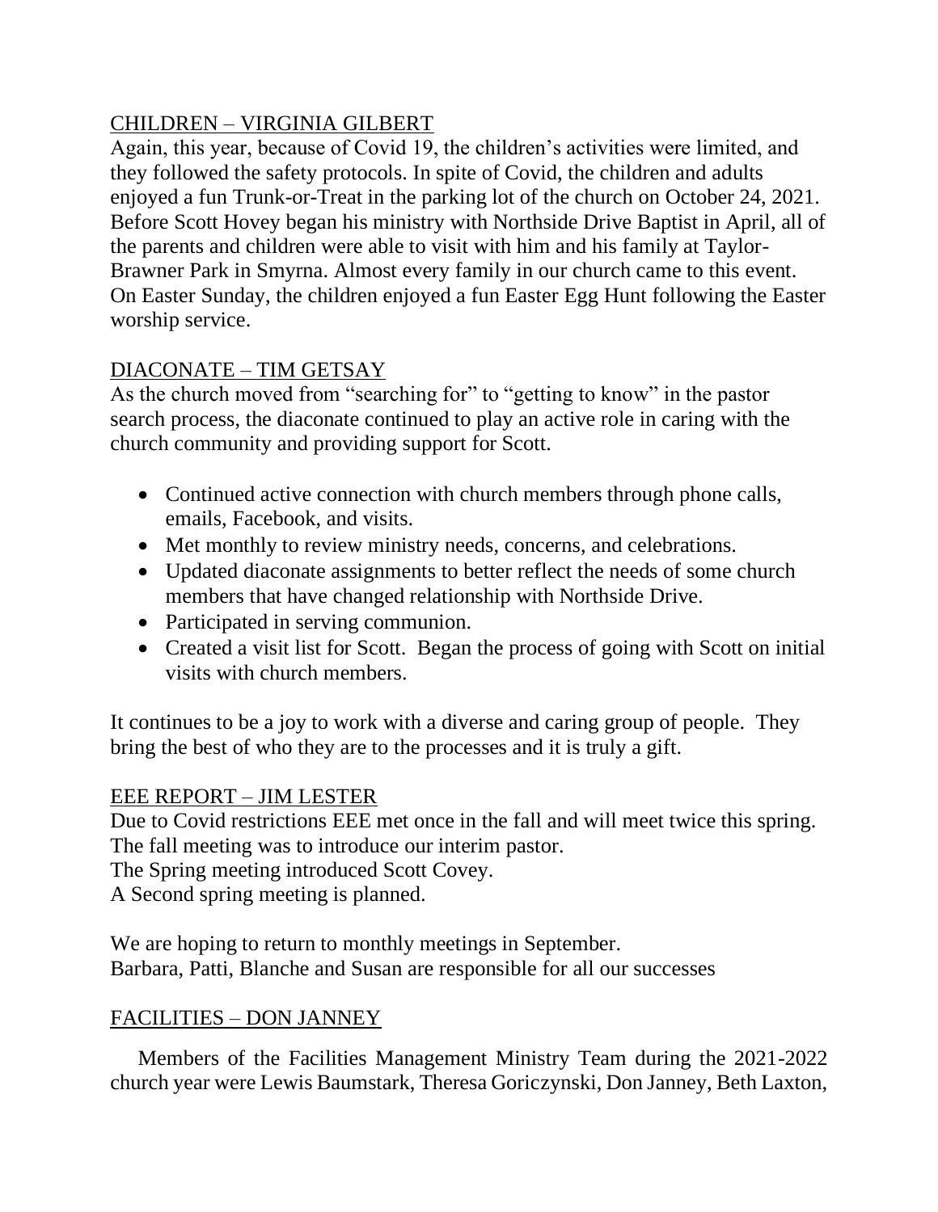## CHILDREN – VIRGINIA GILBERT

Again, this year, because of Covid 19, the children's activities were limited, and they followed the safety protocols. In spite of Covid, the children and adults enjoyed a fun Trunk-or-Treat in the parking lot of the church on October 24, 2021. Before Scott Hovey began his ministry with Northside Drive Baptist in April, all of the parents and children were able to visit with him and his family at Taylor-Brawner Park in Smyrna. Almost every family in our church came to this event. On Easter Sunday, the children enjoyed a fun Easter Egg Hunt following the Easter worship service.

## DIACONATE – TIM GETSAY

As the church moved from "searching for" to "getting to know" in the pastor search process, the diaconate continued to play an active role in caring with the church community and providing support for Scott.

- Continued active connection with church members through phone calls, emails, Facebook, and visits.
- Met monthly to review ministry needs, concerns, and celebrations.
- Updated diaconate assignments to better reflect the needs of some church members that have changed relationship with Northside Drive.
- Participated in serving communion.
- Created a visit list for Scott. Began the process of going with Scott on initial visits with church members.

It continues to be a joy to work with a diverse and caring group of people. They bring the best of who they are to the processes and it is truly a gift.

## EEE REPORT – JIM LESTER

Due to Covid restrictions EEE met once in the fall and will meet twice this spring.
The fall meeting was to introduce our interim pastor.
The Spring meeting introduced Scott Covey.
A Second spring meeting is planned.

We are hoping to return to monthly meetings in September.
Barbara, Patti, Blanche and Susan are responsible for all our successes

## FACILITIES – DON JANNEY

Members of the Facilities Management Ministry Team during the 2021-2022 church year were Lewis Baumstark, Theresa Goriczynski, Don Janney, Beth Laxton,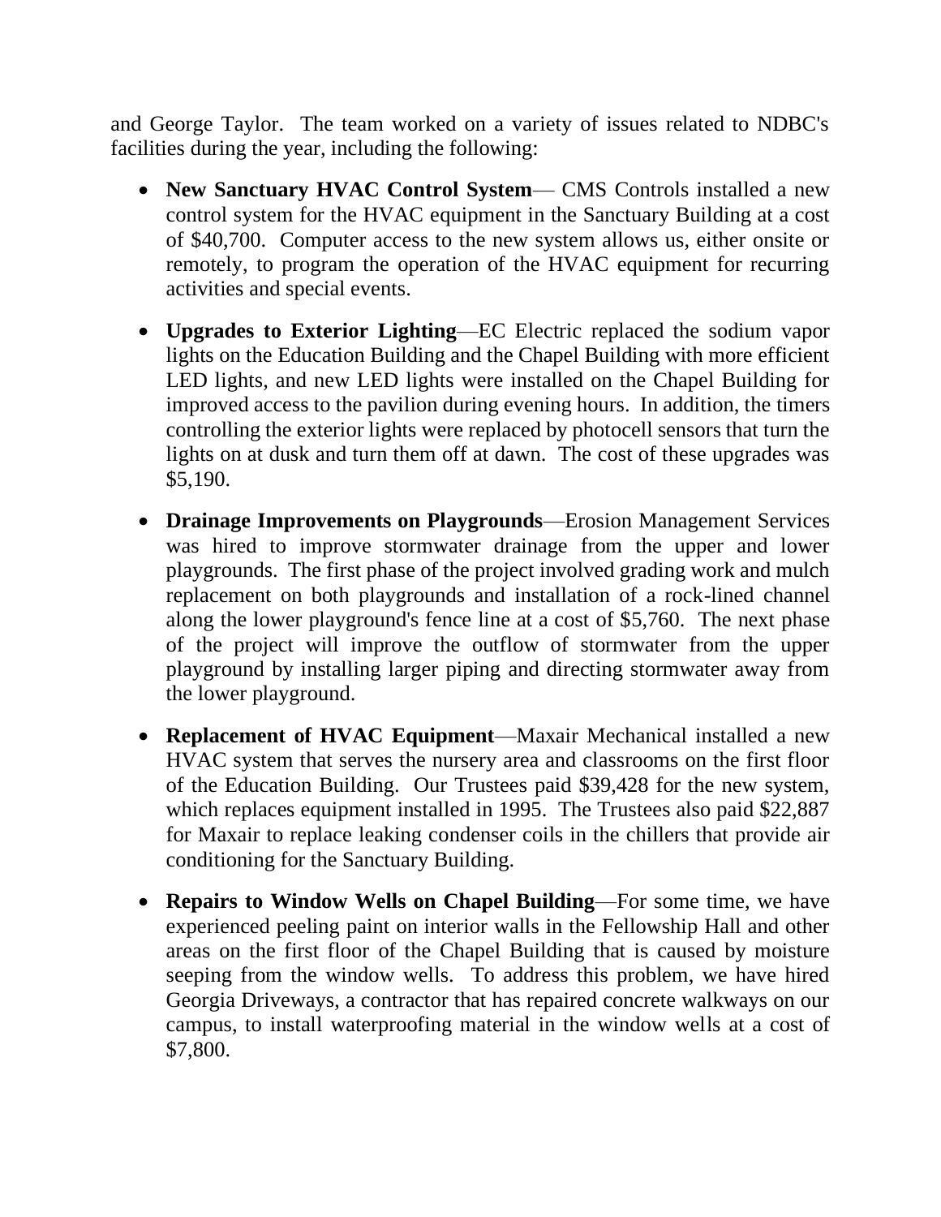and George Taylor. The team worked on a variety of issues related to NDBC's facilities during the year, including the following:

- **New Sanctuary HVAC Control System**— CMS Controls installed a new control system for the HVAC equipment in the Sanctuary Building at a cost of $40,700. Computer access to the new system allows us, either onsite or remotely, to program the operation of the HVAC equipment for recurring activities and special events.

- **Upgrades to Exterior Lighting**—EC Electric replaced the sodium vapor lights on the Education Building and the Chapel Building with more efficient LED lights, and new LED lights were installed on the Chapel Building for improved access to the pavilion during evening hours. In addition, the timers controlling the exterior lights were replaced by photocell sensors that turn the lights on at dusk and turn them off at dawn. The cost of these upgrades was $5,190.

- **Drainage Improvements on Playgrounds**—Erosion Management Services was hired to improve stormwater drainage from the upper and lower playgrounds. The first phase of the project involved grading work and mulch replacement on both playgrounds and installation of a rock-lined channel along the lower playground's fence line at a cost of $5,760. The next phase of the project will improve the outflow of stormwater from the upper playground by installing larger piping and directing stormwater away from the lower playground.

- **Replacement of HVAC Equipment**—Maxair Mechanical installed a new HVAC system that serves the nursery area and classrooms on the first floor of the Education Building. Our Trustees paid $39,428 for the new system, which replaces equipment installed in 1995. The Trustees also paid $22,887 for Maxair to replace leaking condenser coils in the chillers that provide air conditioning for the Sanctuary Building.

- **Repairs to Window Wells on Chapel Building**—For some time, we have experienced peeling paint on interior walls in the Fellowship Hall and other areas on the first floor of the Chapel Building that is caused by moisture seeping from the window wells. To address this problem, we have hired Georgia Driveways, a contractor that has repaired concrete walkways on our campus, to install waterproofing material in the window wells at a cost of $7,800.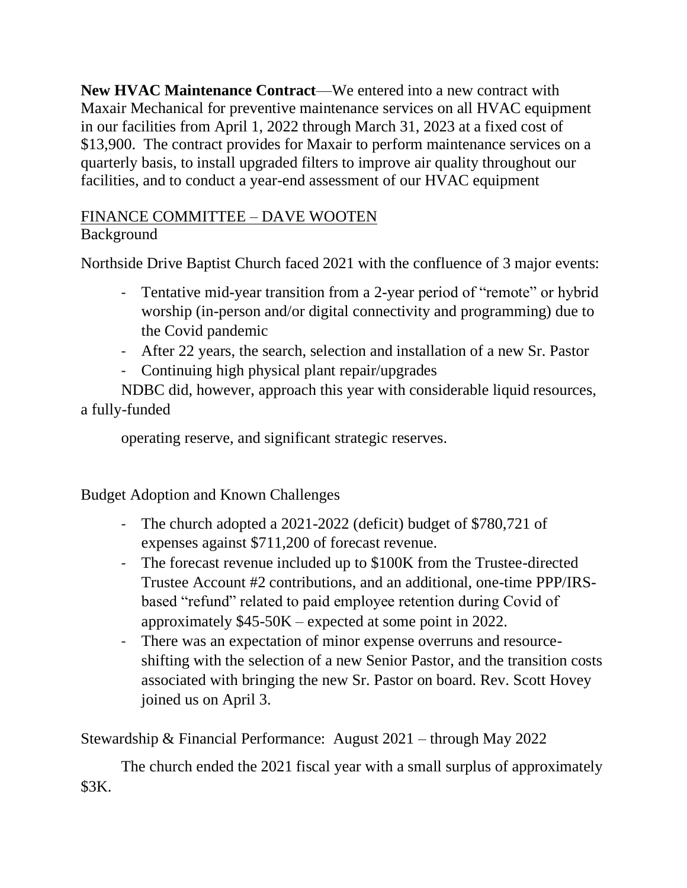**New HVAC Maintenance Contract**—We entered into a new contract with Maxair Mechanical for preventive maintenance services on all HVAC equipment in our facilities from April 1, 2022 through March 31, 2023 at a fixed cost of $13,900. The contract provides for Maxair to perform maintenance services on a quarterly basis, to install upgraded filters to improve air quality throughout our facilities, and to conduct a year-end assessment of our HVAC equipment

<u>FINANCE COMMITTEE – DAVE WOOTEN</u>

Background

Northside Drive Baptist Church faced 2021 with the confluence of 3 major events:

- Tentative mid-year transition from a 2-year period of "remote" or hybrid worship (in-person and/or digital connectivity and programming) due to the Covid pandemic
- After 22 years, the search, selection and installation of a new Sr. Pastor
- Continuing high physical plant repair/upgrades

NDBC did, however, approach this year with considerable liquid resources, a fully-funded operating reserve, and significant strategic reserves.

Budget Adoption and Known Challenges

- The church adopted a 2021-2022 (deficit) budget of $780,721 of expenses against $711,200 of forecast revenue.
- The forecast revenue included up to $100K from the Trustee-directed Trustee Account #2 contributions, and an additional, one-time PPP/IRS-based "refund" related to paid employee retention during Covid of approximately $45-50K – expected at some point in 2022.
- There was an expectation of minor expense overruns and resource-shifting with the selection of a new Senior Pastor, and the transition costs associated with bringing the new Sr. Pastor on board. Rev. Scott Hovey joined us on April 3.

Stewardship & Financial Performance: August 2021 – through May 2022

The church ended the 2021 fiscal year with a small surplus of approximately $3K.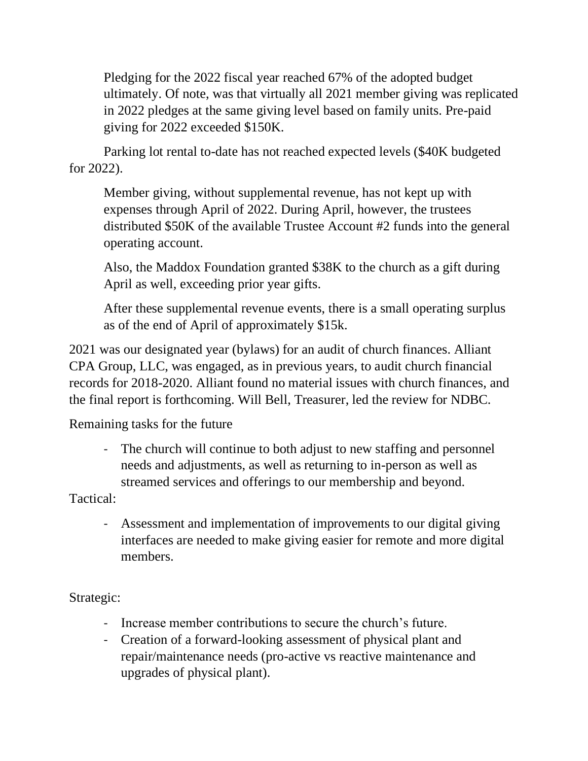Pledging for the 2022 fiscal year reached 67% of the adopted budget ultimately. Of note, was that virtually all 2021 member giving was replicated in 2022 pledges at the same giving level based on family units. Pre-paid giving for 2022 exceeded $150K.

Parking lot rental to-date has not reached expected levels ($40K budgeted for 2022).

Member giving, without supplemental revenue, has not kept up with expenses through April of 2022. During April, however, the trustees distributed $50K of the available Trustee Account #2 funds into the general operating account.

Also, the Maddox Foundation granted $38K to the church as a gift during April as well, exceeding prior year gifts.

After these supplemental revenue events, there is a small operating surplus as of the end of April of approximately $15k.

2021 was our designated year (bylaws) for an audit of church finances. Alliant CPA Group, LLC, was engaged, as in previous years, to audit church financial records for 2018-2020. Alliant found no material issues with church finances, and the final report is forthcoming. Will Bell, Treasurer, led the review for NDBC.

Remaining tasks for the future

- The church will continue to both adjust to new staffing and personnel needs and adjustments, as well as returning to in-person as well as streamed services and offerings to our membership and beyond.

Tactical:

- Assessment and implementation of improvements to our digital giving interfaces are needed to make giving easier for remote and more digital members.

Strategic:

- Increase member contributions to secure the church's future.
- Creation of a forward-looking assessment of physical plant and repair/maintenance needs (pro-active vs reactive maintenance and upgrades of physical plant).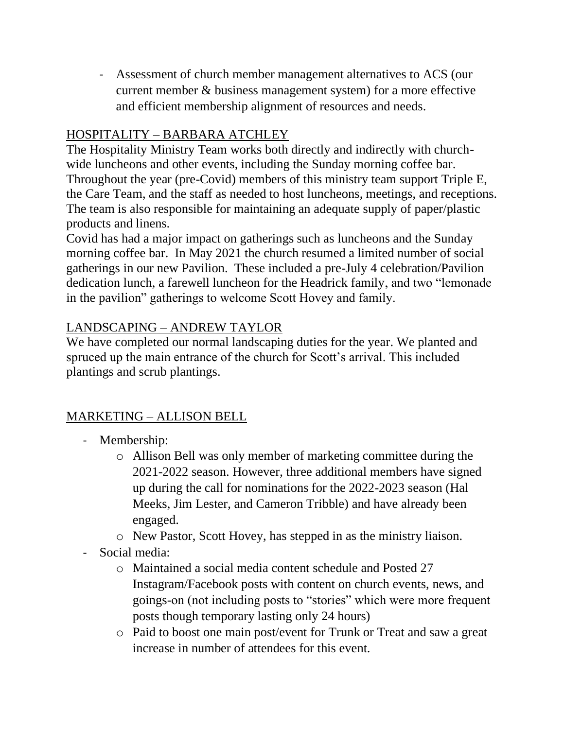- Assessment of church member management alternatives to ACS (our current member & business management system) for a more effective and efficient membership alignment of resources and needs.

## HOSPITALITY – BARBARA ATCHLEY

The Hospitality Ministry Team works both directly and indirectly with church-wide luncheons and other events, including the Sunday morning coffee bar. Throughout the year (pre-Covid) members of this ministry team support Triple E, the Care Team, and the staff as needed to host luncheons, meetings, and receptions. The team is also responsible for maintaining an adequate supply of paper/plastic products and linens.

Covid has had a major impact on gatherings such as luncheons and the Sunday morning coffee bar. In May 2021 the church resumed a limited number of social gatherings in our new Pavilion. These included a pre-July 4 celebration/Pavilion dedication lunch, a farewell luncheon for the Headrick family, and two "lemonade in the pavilion" gatherings to welcome Scott Hovey and family.

## LANDSCAPING – ANDREW TAYLOR

We have completed our normal landscaping duties for the year. We planted and spruced up the main entrance of the church for Scott's arrival. This included plantings and scrub plantings.

## MARKETING – ALLISON BELL

- Membership:
  - Allison Bell was only member of marketing committee during the 2021-2022 season. However, three additional members have signed up during the call for nominations for the 2022-2023 season (Hal Meeks, Jim Lester, and Cameron Tribble) and have already been engaged.
  - New Pastor, Scott Hovey, has stepped in as the ministry liaison.
- Social media:
  - Maintained a social media content schedule and Posted 27 Instagram/Facebook posts with content on church events, news, and goings-on (not including posts to "stories" which were more frequent posts though temporary lasting only 24 hours)
  - Paid to boost one main post/event for Trunk or Treat and saw a great increase in number of attendees for this event.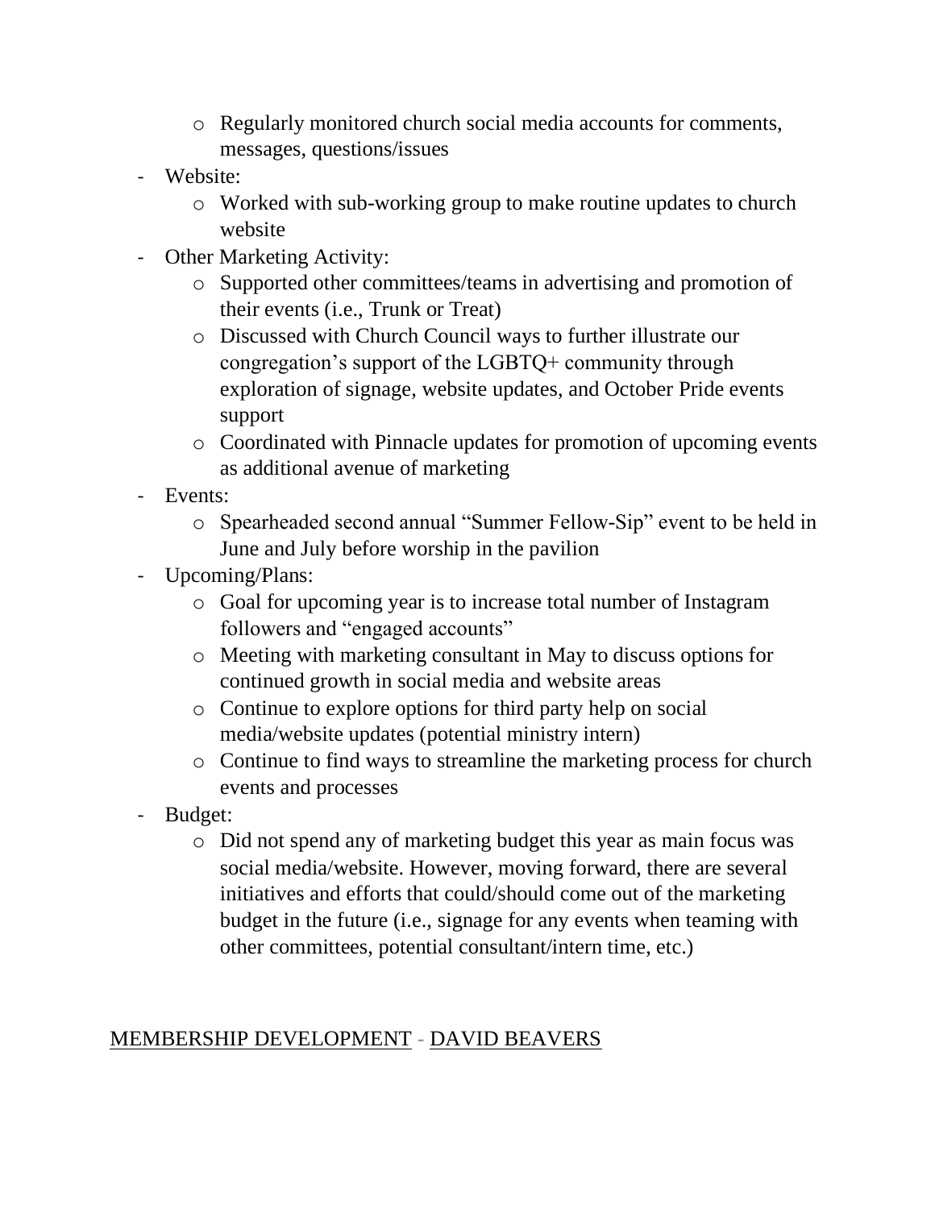- Regularly monitored church social media accounts for comments, messages, questions/issues
- Website:
    - Worked with sub-working group to make routine updates to church website
- Other Marketing Activity:
    - Supported other committees/teams in advertising and promotion of their events (i.e., Trunk or Treat)
    - Discussed with Church Council ways to further illustrate our congregation's support of the LGBTQ+ community through exploration of signage, website updates, and October Pride events support
    - Coordinated with Pinnacle updates for promotion of upcoming events as additional avenue of marketing
- Events:
    - Spearheaded second annual "Summer Fellow-Sip" event to be held in June and July before worship in the pavilion
- Upcoming/Plans:
    - Goal for upcoming year is to increase total number of Instagram followers and "engaged accounts"
    - Meeting with marketing consultant in May to discuss options for continued growth in social media and website areas
    - Continue to explore options for third party help on social media/website updates (potential ministry intern)
    - Continue to find ways to streamline the marketing process for church events and processes
- Budget:
    - Did not spend any of marketing budget this year as main focus was social media/website. However, moving forward, there are several initiatives and efforts that could/should come out of the marketing budget in the future (i.e., signage for any events when teaming with other committees, potential consultant/intern time, etc.)

## MEMBERSHIP DEVELOPMENT - DAVID BEAVERS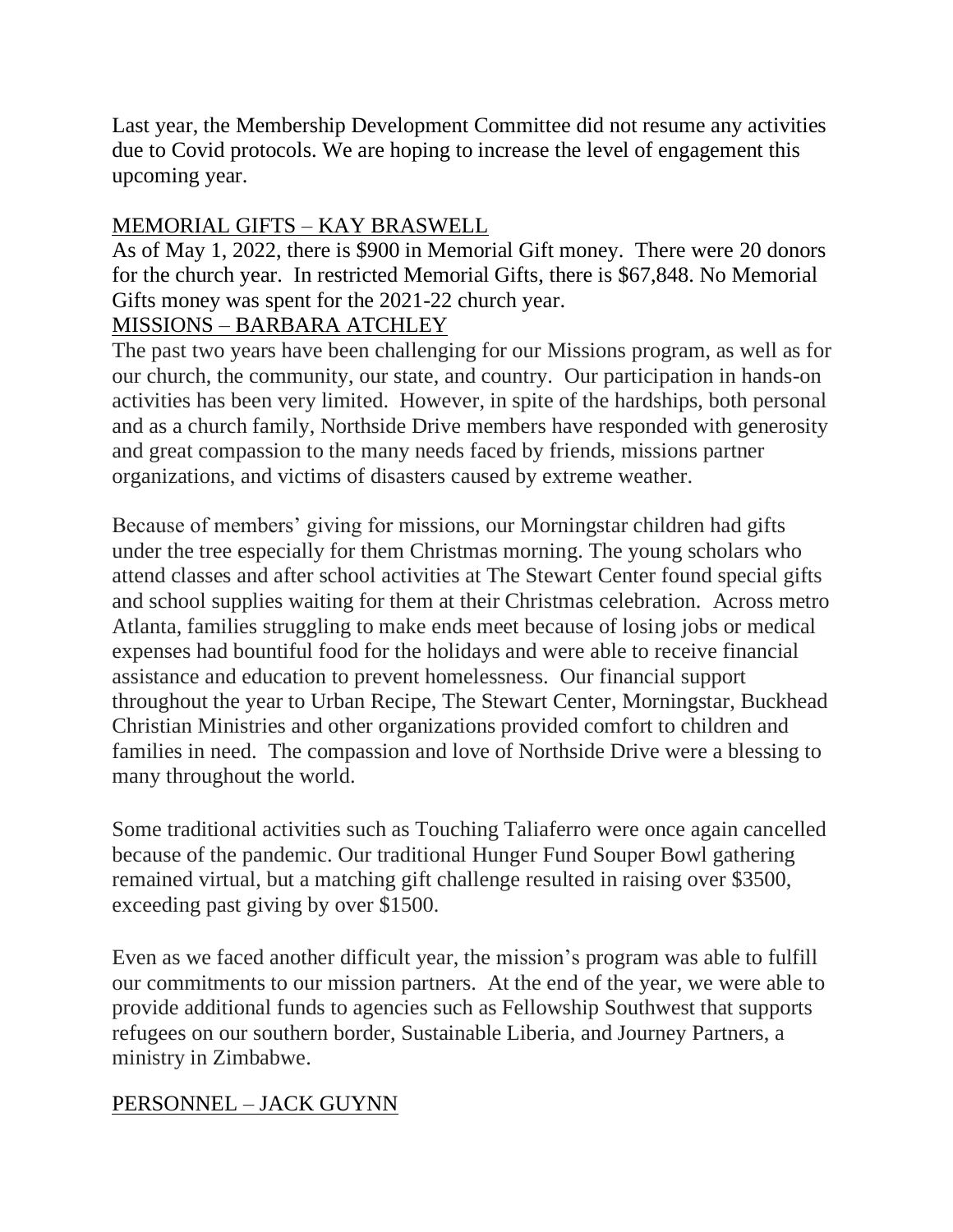Last year, the Membership Development Committee did not resume any activities due to Covid protocols. We are hoping to increase the level of engagement this upcoming year.

MEMORIAL GIFTS – KAY BRASWELL

As of May 1, 2022, there is $900 in Memorial Gift money. There were 20 donors for the church year. In restricted Memorial Gifts, there is $67,848. No Memorial Gifts money was spent for the 2021-22 church year.

MISSIONS – BARBARA ATCHLEY

The past two years have been challenging for our Missions program, as well as for our church, the community, our state, and country. Our participation in hands-on activities has been very limited. However, in spite of the hardships, both personal and as a church family, Northside Drive members have responded with generosity and great compassion to the many needs faced by friends, missions partner organizations, and victims of disasters caused by extreme weather.

Because of members' giving for missions, our Morningstar children had gifts under the tree especially for them Christmas morning. The young scholars who attend classes and after school activities at The Stewart Center found special gifts and school supplies waiting for them at their Christmas celebration. Across metro Atlanta, families struggling to make ends meet because of losing jobs or medical expenses had bountiful food for the holidays and were able to receive financial assistance and education to prevent homelessness. Our financial support throughout the year to Urban Recipe, The Stewart Center, Morningstar, Buckhead Christian Ministries and other organizations provided comfort to children and families in need. The compassion and love of Northside Drive were a blessing to many throughout the world.

Some traditional activities such as Touching Taliaferro were once again cancelled because of the pandemic. Our traditional Hunger Fund Souper Bowl gathering remained virtual, but a matching gift challenge resulted in raising over $3500, exceeding past giving by over $1500.

Even as we faced another difficult year, the mission's program was able to fulfill our commitments to our mission partners. At the end of the year, we were able to provide additional funds to agencies such as Fellowship Southwest that supports refugees on our southern border, Sustainable Liberia, and Journey Partners, a ministry in Zimbabwe.

PERSONNEL – JACK GUYNN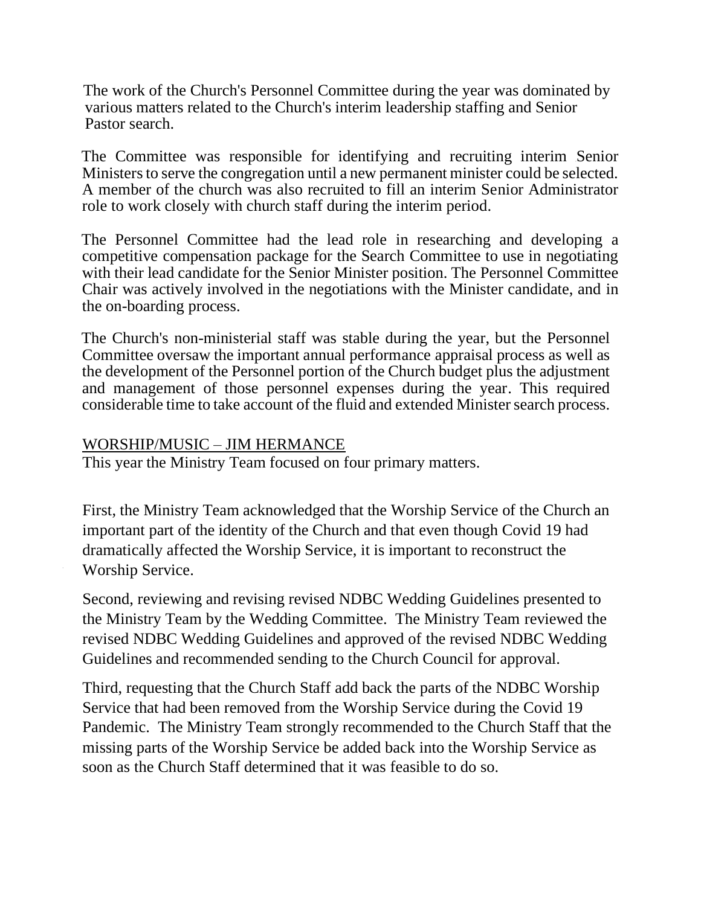The work of the Church's Personnel Committee during the year was dominated by various matters related to the Church's interim leadership staffing and Senior Pastor search.

The Committee was responsible for identifying and recruiting interim Senior Ministers to serve the congregation until a new permanent minister could be selected. A member of the church was also recruited to fill an interim Senior Administrator role to work closely with church staff during the interim period.

The Personnel Committee had the lead role in researching and developing a competitive compensation package for the Search Committee to use in negotiating with their lead candidate for the Senior Minister position. The Personnel Committee Chair was actively involved in the negotiations with the Minister candidate, and in the on-boarding process.

The Church's non-ministerial staff was stable during the year, but the Personnel Committee oversaw the important annual performance appraisal process as well as the development of the Personnel portion of the Church budget plus the adjustment and management of those personnel expenses during the year. This required considerable time to take account of the fluid and extended Minister search process.

<u>WORSHIP/MUSIC – JIM HERMANCE</u>

This year the Ministry Team focused on four primary matters.

First, the Ministry Team acknowledged that the Worship Service of the Church an important part of the identity of the Church and that even though Covid 19 had dramatically affected the Worship Service, it is important to reconstruct the Worship Service.

Second, reviewing and revising revised NDBC Wedding Guidelines presented to the Ministry Team by the Wedding Committee. The Ministry Team reviewed the revised NDBC Wedding Guidelines and approved of the revised NDBC Wedding Guidelines and recommended sending to the Church Council for approval.

Third, requesting that the Church Staff add back the parts of the NDBC Worship Service that had been removed from the Worship Service during the Covid 19 Pandemic. The Ministry Team strongly recommended to the Church Staff that the missing parts of the Worship Service be added back into the Worship Service as soon as the Church Staff determined that it was feasible to do so.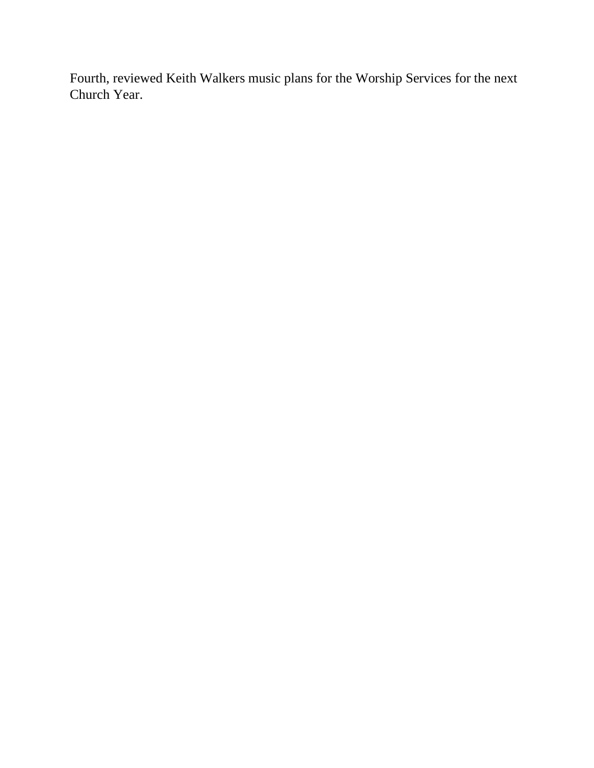Fourth, reviewed Keith Walkers music plans for the Worship Services for the next Church Year.